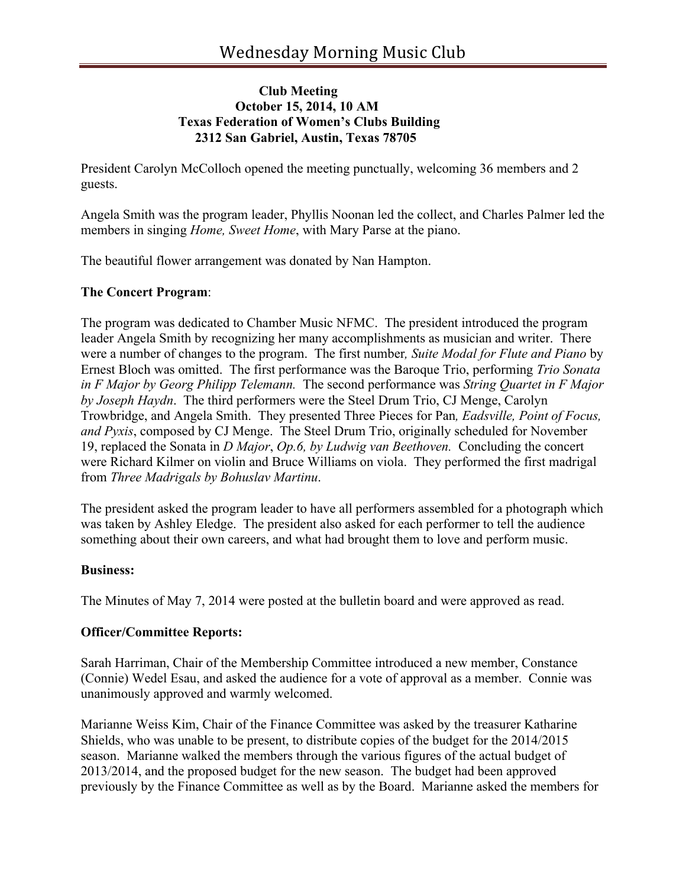# Wednesday Morning Music Club

**Club Meeting**
**October 15, 2014, 10 AM**
**Texas Federation of Women's Clubs Building**
**2312 San Gabriel, Austin, Texas 78705**

President Carolyn McColloch opened the meeting punctually, welcoming 36 members and 2 guests.

Angela Smith was the program leader, Phyllis Noonan led the collect, and Charles Palmer led the members in singing *Home, Sweet Home*, with Mary Parse at the piano.

The beautiful flower arrangement was donated by Nan Hampton.

**The Concert Program**:

The program was dedicated to Chamber Music NFMC. The president introduced the program leader Angela Smith by recognizing her many accomplishments as musician and writer. There were a number of changes to the program. The first number*, Suite Modal for Flute and Piano* by Ernest Bloch was omitted. The first performance was the Baroque Trio, performing *Trio Sonata in F Major by Georg Philipp Telemann.* The second performance was *String Quartet in F Major by Joseph Haydn*. The third performers were the Steel Drum Trio, CJ Menge, Carolyn Trowbridge, and Angela Smith. They presented Three Pieces for Pan*, Eadsville, Point of Focus, and Pyxis*, composed by CJ Menge. The Steel Drum Trio, originally scheduled for November 19, replaced the Sonata in *D Major*, *Op.6, by Ludwig van Beethoven.* Concluding the concert were Richard Kilmer on violin and Bruce Williams on viola. They performed the first madrigal from *Three Madrigals by Bohuslav Martinu*.

The president asked the program leader to have all performers assembled for a photograph which was taken by Ashley Eledge. The president also asked for each performer to tell the audience something about their own careers, and what had brought them to love and perform music.

**Business:**

The Minutes of May 7, 2014 were posted at the bulletin board and were approved as read.

**Officer/Committee Reports:**

Sarah Harriman, Chair of the Membership Committee introduced a new member, Constance (Connie) Wedel Esau, and asked the audience for a vote of approval as a member. Connie was unanimously approved and warmly welcomed.

Marianne Weiss Kim, Chair of the Finance Committee was asked by the treasurer Katharine Shields, who was unable to be present, to distribute copies of the budget for the 2014/2015 season. Marianne walked the members through the various figures of the actual budget of 2013/2014, and the proposed budget for the new season. The budget had been approved previously by the Finance Committee as well as by the Board. Marianne asked the members for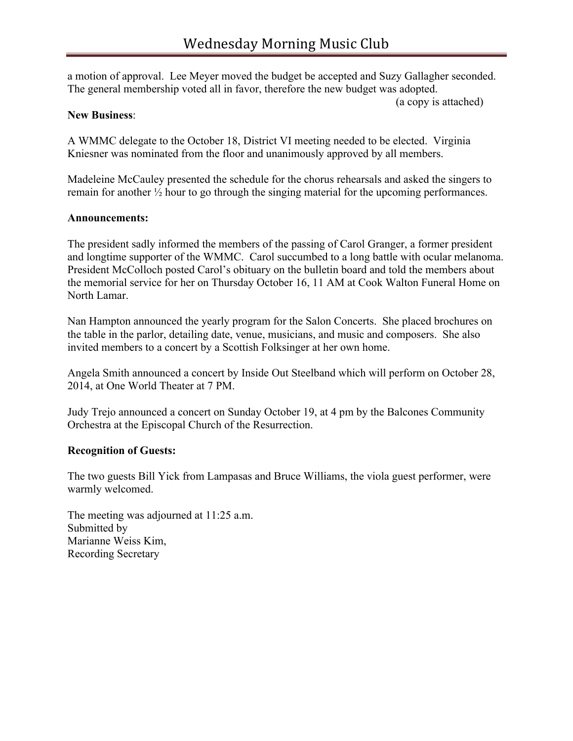a motion of approval. Lee Meyer moved the budget be accepted and Suzy Gallagher seconded. The general membership voted all in favor, therefore the new budget was adopted.

(a copy is attached)

**New Business**:

A WMMC delegate to the October 18, District VI meeting needed to be elected. Virginia Kniesner was nominated from the floor and unanimously approved by all members.

Madeleine McCauley presented the schedule for the chorus rehearsals and asked the singers to remain for another ½ hour to go through the singing material for the upcoming performances.

**Announcements:**

The president sadly informed the members of the passing of Carol Granger, a former president and longtime supporter of the WMMC. Carol succumbed to a long battle with ocular melanoma. President McColloch posted Carol's obituary on the bulletin board and told the members about the memorial service for her on Thursday October 16, 11 AM at Cook Walton Funeral Home on North Lamar.

Nan Hampton announced the yearly program for the Salon Concerts. She placed brochures on the table in the parlor, detailing date, venue, musicians, and music and composers. She also invited members to a concert by a Scottish Folksinger at her own home.

Angela Smith announced a concert by Inside Out Steelband which will perform on October 28, 2014, at One World Theater at 7 PM.

Judy Trejo announced a concert on Sunday October 19, at 4 pm by the Balcones Community Orchestra at the Episcopal Church of the Resurrection.

**Recognition of Guests:**

The two guests Bill Yick from Lampasas and Bruce Williams, the viola guest performer, were warmly welcomed.

The meeting was adjourned at 11:25 a.m.
Submitted by
Marianne Weiss Kim,
Recording Secretary